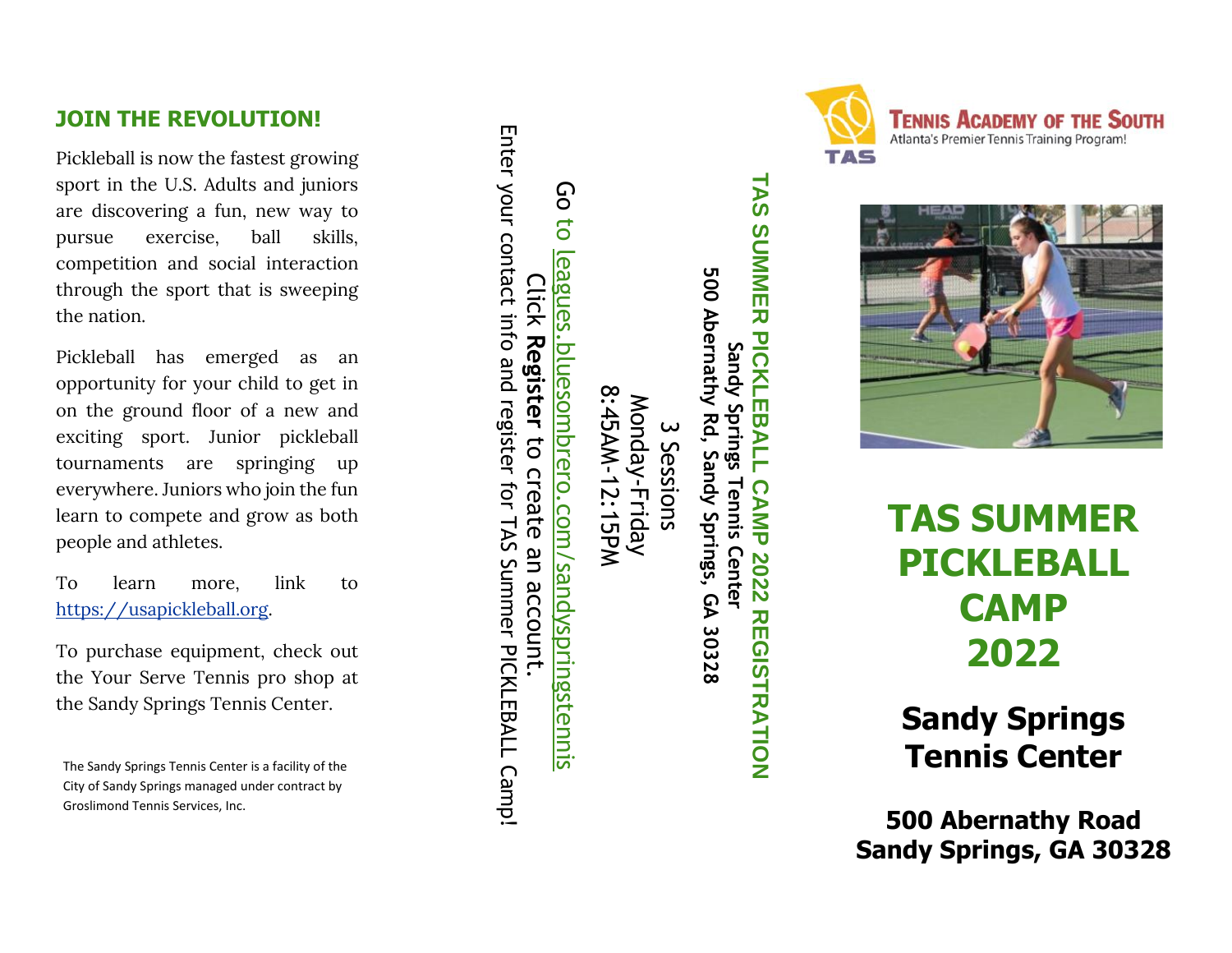## JOIN THE REVOLUTION!

Pickleball is now the fastest growing sport in the U.S. Adults and juniors are discovering a fun, new way to pursue exercise, ball skills, competition and social interaction through the sport that is sweeping the nation.

Pickleball has emerged as an opportunity for your child to get in on the ground floor of a new and exciting sport. Junior pickleball tournaments are springing up everywhere. Juniors who join the fun learn to compete and grow as both people and athletes.

To learn more, link to [https://usapickleball.org](https://usapickleball.org).

To purchase equipment, check out the Your Serve Tennis pro shop at the Sandy Springs Tennis Center.

The Sandy Springs Tennis Center is a facility of the City of Sandy Springs managed under contract by Groslimond Tennis Services, Inc.

## TAS SUMMER PICKLEBALL CAMP 2022 REGISTRATION

**Sandy Springs Tennis Center**

**500 Abernathy Rd, Sandy Springs, GA 30328**

3 Sessions

Monday-Friday

8:45AM-12:15PM

Go to [leagues.bluesombrero.com/sandyspringstennis](leagues.bluesombrero.com/sandyspringstennis)

Click **Register** to create an account.

Enter your contact info and register for TAS Summer PICKLEBALL Camp!

TAS

**Tennis Academy of the South**

Atlanta's Premier Tennis Training Program!

# TAS SUMMER PICKLEBALL CAMP 2022

## Sandy Springs Tennis Center

### 500 Abernathy Road Sandy Springs, GA 30328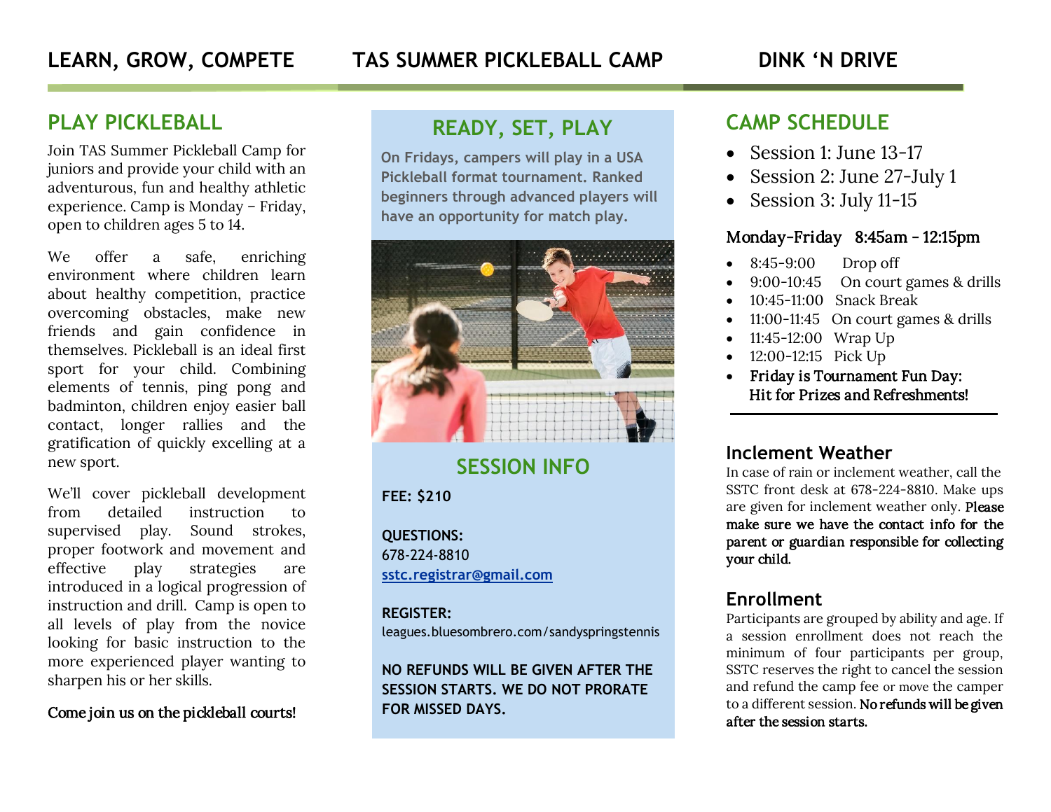LEARN, GROW, COMPETE | TAS SUMMER PICKLEBALL CAMP | DINK 'N DRIVE

## PLAY PICKLEBALL

Join TAS Summer Pickleball Camp for juniors and provide your child with an adventurous, fun and healthy athletic experience. Camp is Monday – Friday, open to children ages 5 to 14.

We offer a safe, enriching environment where children learn about healthy competition, practice overcoming obstacles, make new friends and gain confidence in themselves. Pickleball is an ideal first sport for your child. Combining elements of tennis, ping pong and badminton, children enjoy easier ball contact, longer rallies and the gratification of quickly excelling at a new sport.

We'll cover pickleball development from detailed instruction to supervised play. Sound strokes, proper footwork and movement and effective play strategies are introduced in a logical progression of instruction and drill. Camp is open to all levels of play from the novice looking for basic instruction to the more experienced player wanting to sharpen his or her skills.

Come join us on the pickleball courts!

## READY, SET, PLAY

**On Fridays, campers will play in a USA Pickleball format tournament. Ranked beginners through advanced players will have an opportunity for match play.**

## SESSION INFO

**FEE: $210**

**QUESTIONS:**
678-224-8810
sstc.registrar@gmail.com

**REGISTER:**
leagues.bluesombrero.com/sandyspringstennis

**NO REFUNDS WILL BE GIVEN AFTER THE SESSION STARTS. WE DO NOT PRORATE FOR MISSED DAYS.**

## CAMP SCHEDULE

- Session 1: June 13-17
- Session 2: June 27-July 1
- Session 3: July 11-15

### Monday-Friday 8:45am – 12:15pm

- 8:45-9:00 Drop off
- 9:00-10:45 On court games & drills
- 10:45-11:00 Snack Break
- 11:00-11:45 On court games & drills
- 11:45-12:00 Wrap Up
- 12:00-12:15 Pick Up
- Friday is Tournament Fun Day: Hit for Prizes and Refreshments!

### Inclement Weather

In case of rain or inclement weather, call the SSTC front desk at 678-224-8810. Make ups are given for inclement weather only. Please make sure we have the contact info for the parent or guardian responsible for collecting your child.

### Enrollment

Participants are grouped by ability and age. If a session enrollment does not reach the minimum of four participants per group, SSTC reserves the right to cancel the session and refund the camp fee or move the camper to a different session. No refunds will be given after the session starts.